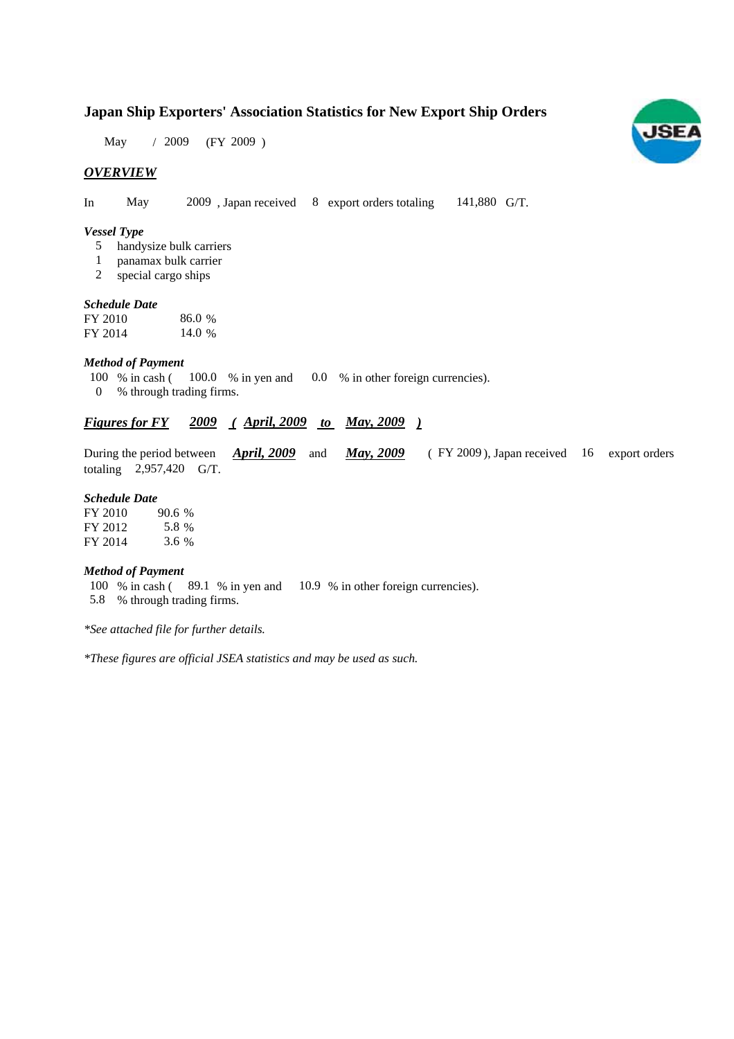# Japan Ship Exporters' Association Statistics for New Export Ship Orders

May / 2009 (FY 2009 )

## *OVERVIEW*

In May 2009 , Japan received 8 export orders totaling 141,880 G/T.

***Vessel Type***

5 handysize bulk carriers
1 panamax bulk carrier
2 special cargo ships

***Schedule Date***

| | |
|---|---|
| FY 2010 | 86.0 % |
| FY 2014 | 14.0 % |

***Method of Payment***

100 % in cash ( 100.0 % in yen and 0.0 % in other foreign currencies).
0 % through trading firms.

## ***Figures for FY 2009 ( April, 2009 to May, 2009 )***

During the period between ***April, 2009*** and ***May, 2009*** ( FY 2009 ), Japan received 16 export orders totaling 2,957,420 G/T.

***Schedule Date***

| | |
|---|---|
| FY 2010 | 90.6 % |
| FY 2012 | 5.8 % |
| FY 2014 | 3.6 % |

***Method of Payment***

100 % in cash ( 89.1 % in yen and 10.9 % in other foreign currencies).
5.8 % through trading firms.

*\*See attached file for further details.*

*\*These figures are official JSEA statistics and may be used as such.*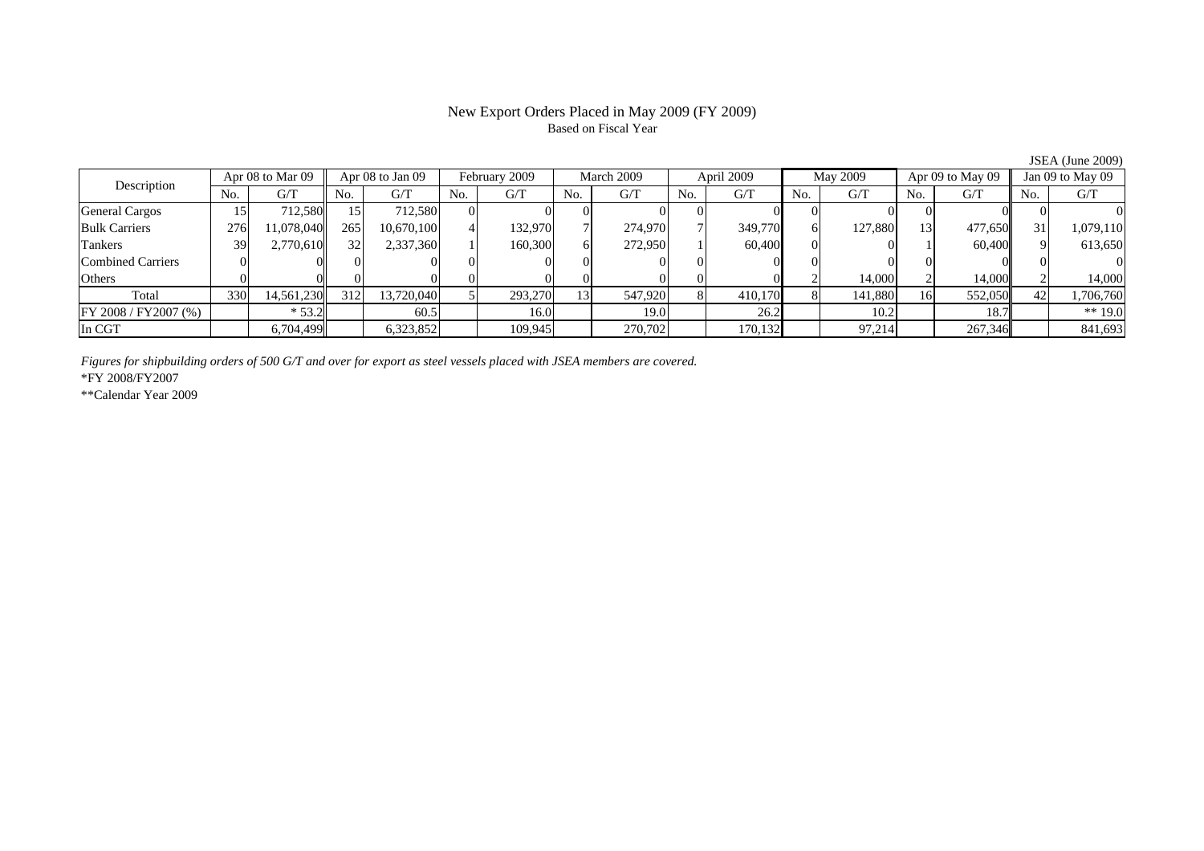# New Export Orders Placed in May 2009 (FY 2009)

Based on Fiscal Year

JSEA (June 2009)

| Description | Apr 08 to Mar 09 | | Apr 08 to Jan 09 | | February 2009 | | March 2009 | | April 2009 | | May 2009 | | Apr 09 to May 09 | | Jan 09 to May 09 | |
|---|---|---|---|---|---|---|---|---|---|---|---|---|---|---|---|---|
| | No. | G/T | No. | G/T | No. | G/T | No. | G/T | No. | G/T | No. | G/T | No. | G/T | No. | G/T |
| General Cargos | 15 | 712,580 | 15 | 712,580 | 0 | 0 | 0 | 0 | 0 | 0 | 0 | 0 | 0 | 0 | 0 | 0 |
| Bulk Carriers | 276 | 11,078,040 | 265 | 10,670,100 | 4 | 132,970 | 7 | 274,970 | 7 | 349,770 | 6 | 127,880 | 13 | 477,650 | 31 | 1,079,110 |
| Tankers | 39 | 2,770,610 | 32 | 2,337,360 | 1 | 160,300 | 6 | 272,950 | 1 | 60,400 | 0 | 0 | 1 | 60,400 | 9 | 613,650 |
| Combined Carriers | 0 | 0 | 0 | 0 | 0 | 0 | 0 | 0 | 0 | 0 | 0 | 0 | 0 | 0 | 0 | 0 |
| Others | 0 | 0 | 0 | 0 | 0 | 0 | 0 | 0 | 0 | 0 | 2 | 14,000 | 2 | 14,000 | 2 | 14,000 |
| Total | 330 | 14,561,230 | 312 | 13,720,040 | 5 | 293,270 | 13 | 547,920 | 8 | 410,170 | 8 | 141,880 | 16 | 552,050 | 42 | 1,706,760 |
| FY 2008 / FY2007 (%) | | * 53.2 | | 60.5 | | 16.0 | | 19.0 | | 26.2 | | 10.2 | | 18.7 | | ** 19.0 |
| In CGT | | 6,704,499 | | 6,323,852 | | 109,945 | | 270,702 | | 170,132 | | 97,214 | | 267,346 | | 841,693 |

*Figures for shipbuilding orders of 500 G/T and over for export as steel vessels placed with JSEA members are covered.*

*FY 2008/FY2007

**Calendar Year 2009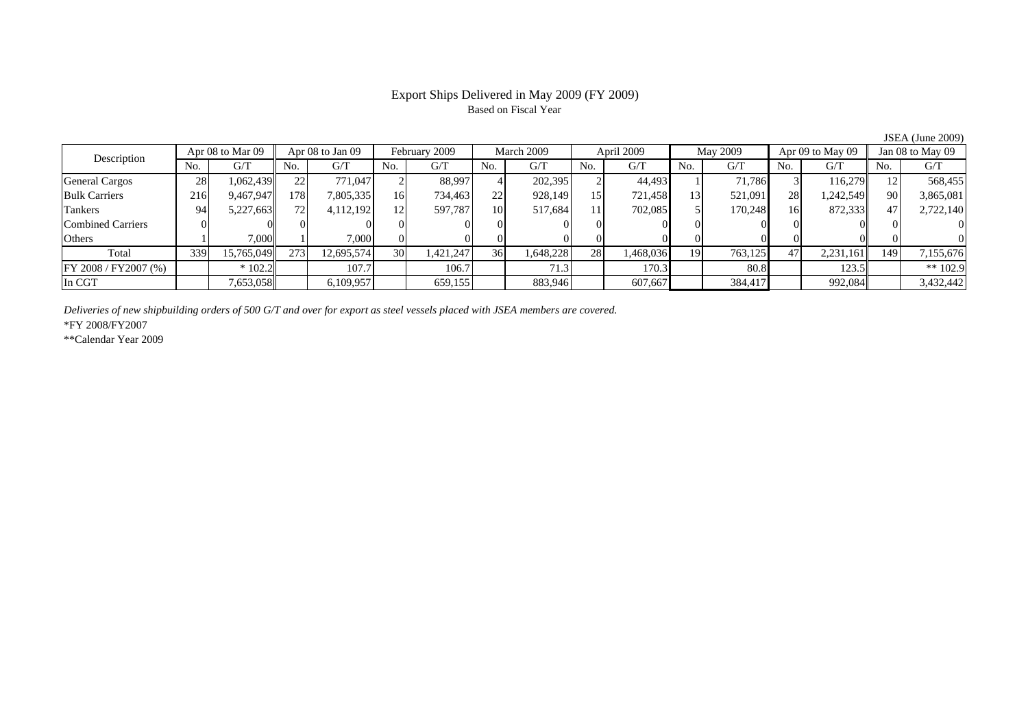# Export Ships Delivered in May 2009 (FY 2009)

Based on Fiscal Year

JSEA (June 2009)

| Description | Apr 08 to Mar 09 | | Apr 08 to Jan 09 | | February 2009 | | March 2009 | | April 2009 | | May 2009 | | Apr 09 to May 09 | | Jan 08 to May 09 | |
|---|---|---|---|---|---|---|---|---|---|---|---|---|---|---|---|---|
| | No. | G/T | No. | G/T | No. | G/T | No. | G/T | No. | G/T | No. | G/T | No. | G/T | No. | G/T |
| General Cargos | 28 | 1,062,439 | 22 | 771,047 | 2 | 88,997 | 4 | 202,395 | 2 | 44,493 | 1 | 71,786 | 3 | 116,279 | 12 | 568,455 |
| Bulk Carriers | 216 | 9,467,947 | 178 | 7,805,335 | 16 | 734,463 | 22 | 928,149 | 15 | 721,458 | 13 | 521,091 | 28 | 1,242,549 | 90 | 3,865,081 |
| Tankers | 94 | 5,227,663 | 72 | 4,112,192 | 12 | 597,787 | 10 | 517,684 | 11 | 702,085 | 5 | 170,248 | 16 | 872,333 | 47 | 2,722,140 |
| Combined Carriers | 0 | 0 | 0 | 0 | 0 | 0 | 0 | 0 | 0 | 0 | 0 | 0 | 0 | 0 | 0 | 0 |
| Others | 1 | 7,000 | 1 | 7,000 | 0 | 0 | 0 | 0 | 0 | 0 | 0 | 0 | 0 | 0 | 0 | 0 |
| Total | 339 | 15,765,049 | 273 | 12,695,574 | 30 | 1,421,247 | 36 | 1,648,228 | 28 | 1,468,036 | 19 | 763,125 | 47 | 2,231,161 | 149 | 7,155,676 |
| FY 2008 / FY2007 (%) | | * 102.2 | | 107.7 | | 106.7 | | 71.3 | | 170.3 | | 80.8 | | 123.5 | | ** 102.9 |
| In CGT | | 7,653,058 | | 6,109,957 | | 659,155 | | 883,946 | | 607,667 | | 384,417 | | 992,084 | | 3,432,442 |

*Deliveries of new shipbuilding orders of 500 G/T and over for export as steel vessels placed with JSEA members are covered.*

*FY 2008/FY2007

**Calendar Year 2009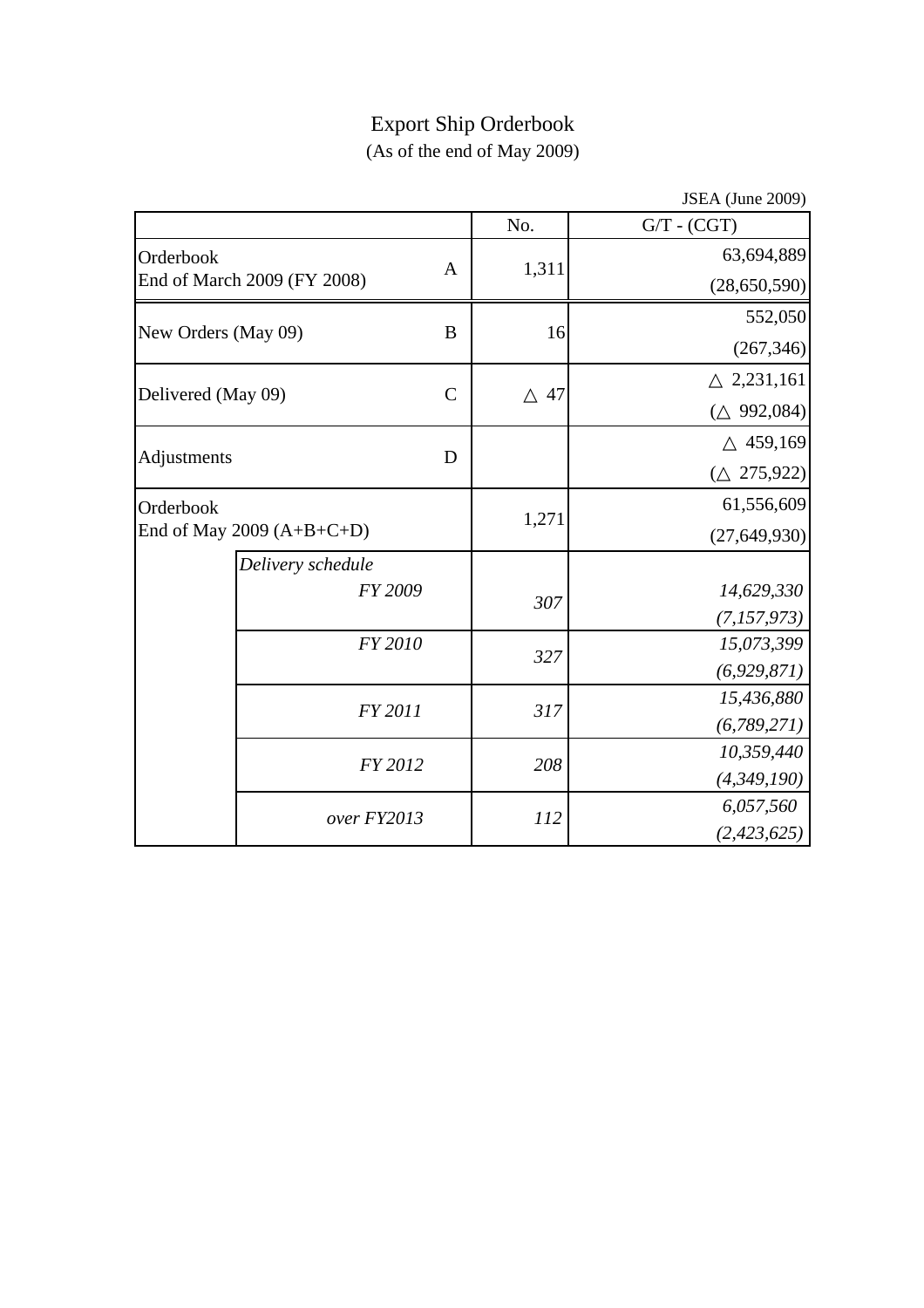# Export Ship Orderbook

(As of the end of May 2009)

JSEA (June 2009)

| | | | No. | G/T - (CGT) |
|---|---|---|---|---|
| Orderbook<br>End of March 2009 (FY 2008) | | A | 1,311 | 63,694,889<br>(28,650,590) |
| New Orders (May 09) | | B | 16 | 552,050<br>(267,346) |
| Delivered (May 09) | | C | △ 47 | △ 2,231,161<br>(△ 992,084) |
| Adjustments | | D | | △ 459,169<br>(△ 275,922) |
| Orderbook<br>End of May 2009 (A+B+C+D) | | | 1,271 | 61,556,609<br>(27,649,930) |
| | *Delivery schedule*<br>*FY 2009* | | *307* | *14,629,330*<br>*(7,157,973)* |
| | *FY 2010* | | *327* | *15,073,399*<br>*(6,929,871)* |
| | *FY 2011* | | *317* | *15,436,880*<br>*(6,789,271)* |
| | *FY 2012* | | *208* | *10,359,440*<br>*(4,349,190)* |
| | *over FY2013* | | *112* | *6,057,560*<br>*(2,423,625)* |